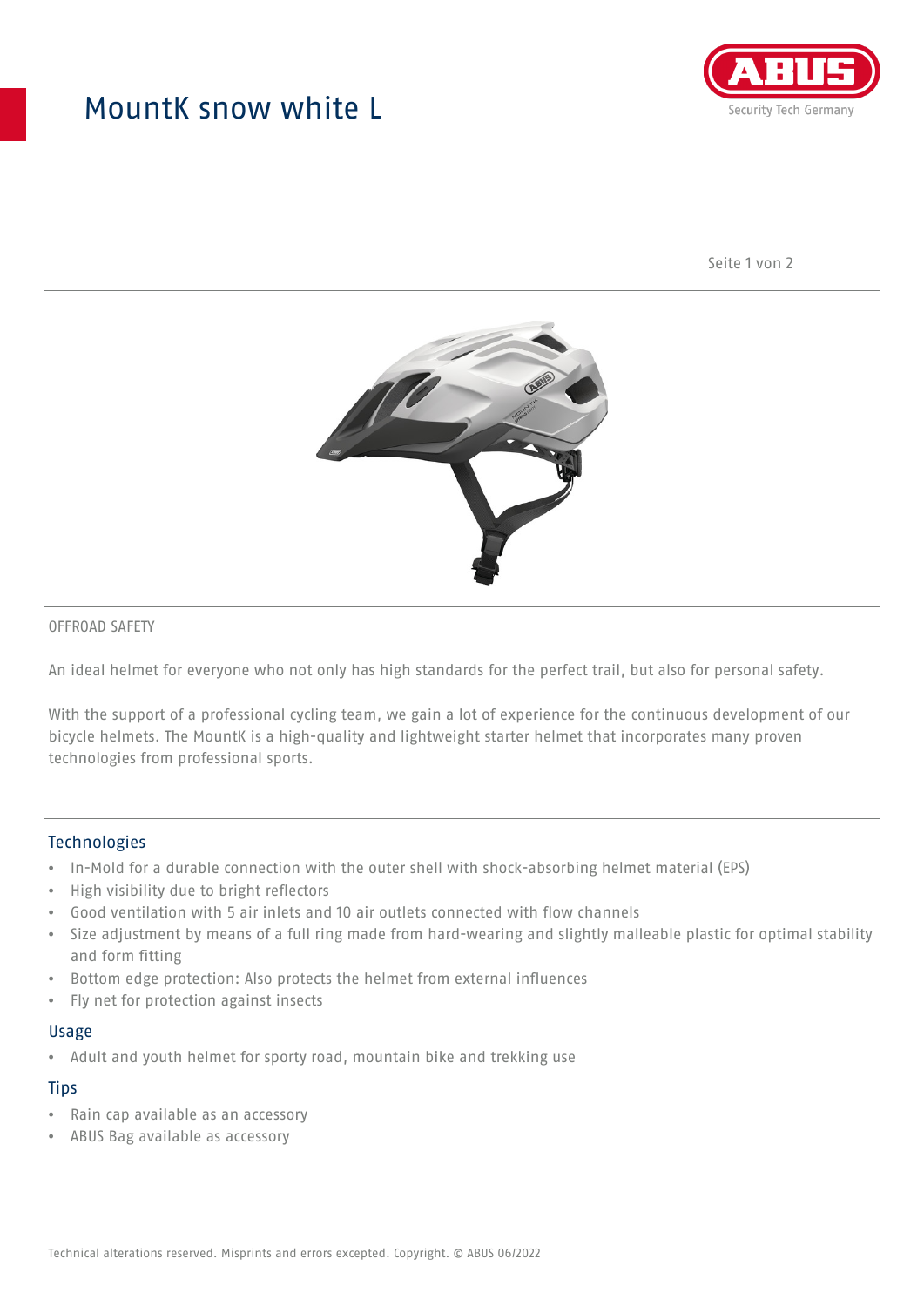# MountK snow white L

OFFROAD SAFETY

An ideal helmet for everyone who not only has high standards for the perfect trail, but also for personal safety.

With the support of a professional cycling team, we gain a lot of experience for the continuous development of our bicycle helmets. The MountK is a high-quality and lightweight starter helmet that incorporates many proven technologies from professional sports.

## Technologies

- In-Mold for a durable connection with the outer shell with shock-absorbing helmet material (EPS)
- High visibility due to bright reflectors
- Good ventilation with 5 air inlets and 10 air outlets connected with flow channels
- Size adjustment by means of a full ring made from hard-wearing and slightly malleable plastic for optimal stability and form fitting
- Bottom edge protection: Also protects the helmet from external influences
- Fly net for protection against insects

## Usage

- Adult and youth helmet for sporty road, mountain bike and trekking use

## Tips

- Rain cap available as an accessory
- ABUS Bag available as accessory

Technical alterations reserved. Misprints and errors excepted. Copyright. © ABUS 06/2022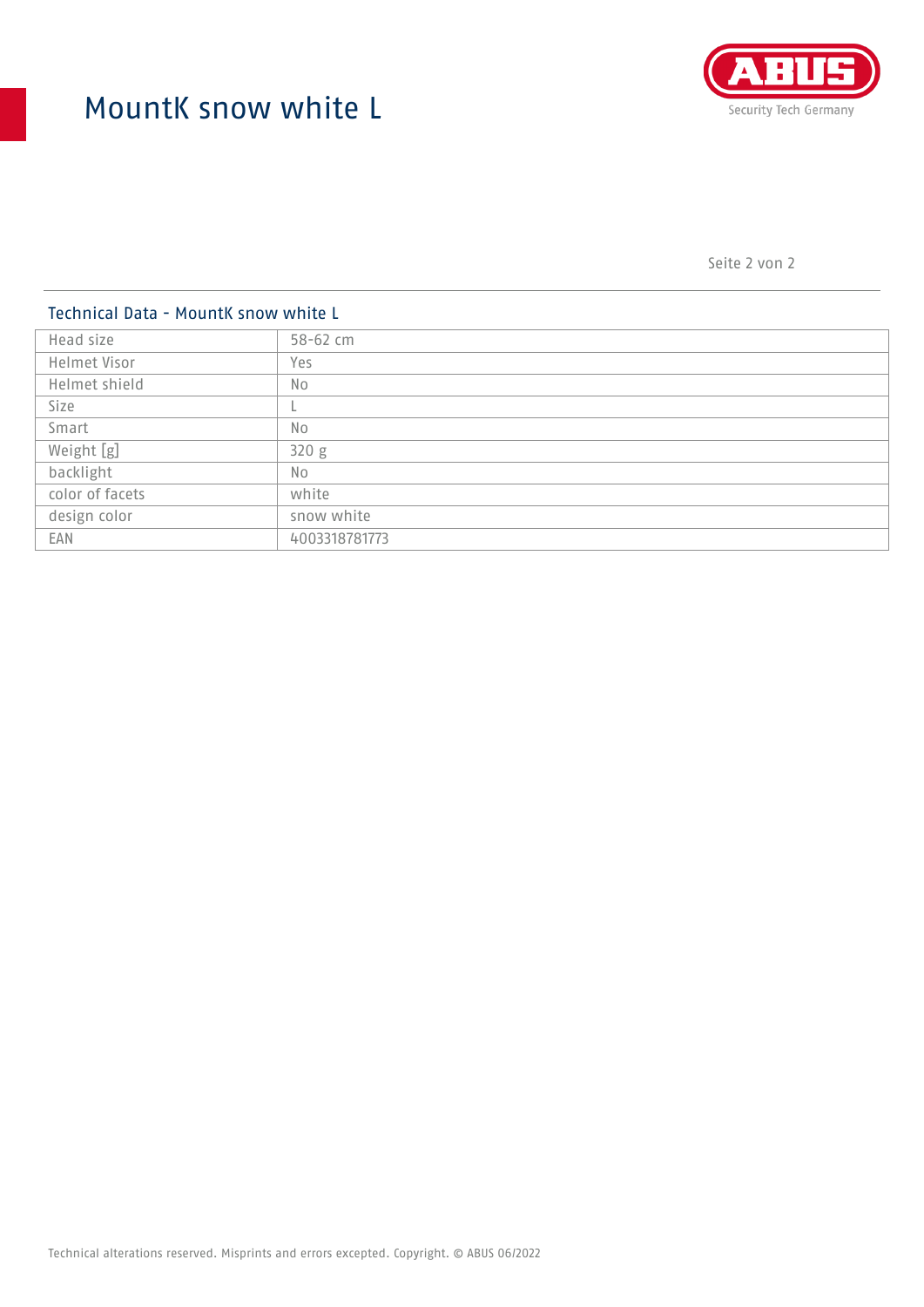# MountK snow white L

## Technical Data - MountK snow white L

| | |
|---|---|
| Head size | 58-62 cm |
| Helmet Visor | Yes |
| Helmet shield | No |
| Size | L |
| Smart | No |
| Weight [g] | 320 g |
| backlight | No |
| color of facets | white |
| design color | snow white |
| EAN | 4003318781773 |

Technical alterations reserved. Misprints and errors excepted. Copyright. © ABUS 06/2022